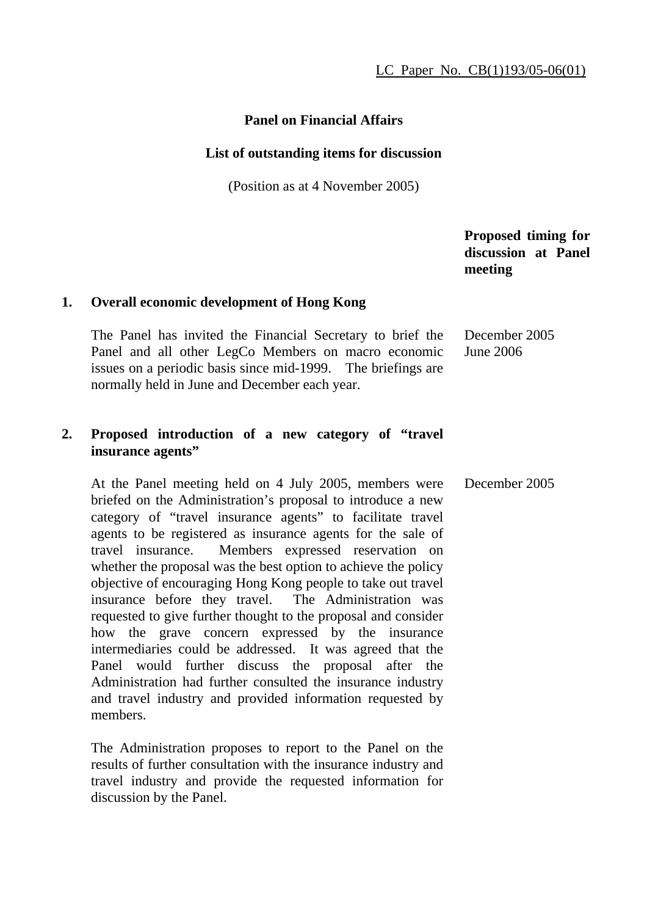LC Paper No. CB(1)193/05-06(01)

**Panel on Financial Affairs**

**List of outstanding items for discussion**

(Position as at 4 November 2005)

| | | Proposed timing for discussion at Panel meeting |
|---|---|---|
| **1.** | **Overall economic development of Hong Kong** | |
| | The Panel has invited the Financial Secretary to brief the Panel and all other LegCo Members on macro economic issues on a periodic basis since mid-1999. The briefings are normally held in June and December each year. | December 2005<br>June 2006 |
| **2.** | **Proposed introduction of a new category of "travel insurance agents"** | |
| | At the Panel meeting held on 4 July 2005, members were briefed on the Administration's proposal to introduce a new category of "travel insurance agents" to facilitate travel agents to be registered as insurance agents for the sale of travel insurance. Members expressed reservation on whether the proposal was the best option to achieve the policy objective of encouraging Hong Kong people to take out travel insurance before they travel. The Administration was requested to give further thought to the proposal and consider how the grave concern expressed by the insurance intermediaries could be addressed. It was agreed that the Panel would further discuss the proposal after the Administration had further consulted the insurance industry and travel industry and provided information requested by members.<br><br>The Administration proposes to report to the Panel on the results of further consultation with the insurance industry and travel industry and provide the requested information for discussion by the Panel. | December 2005 |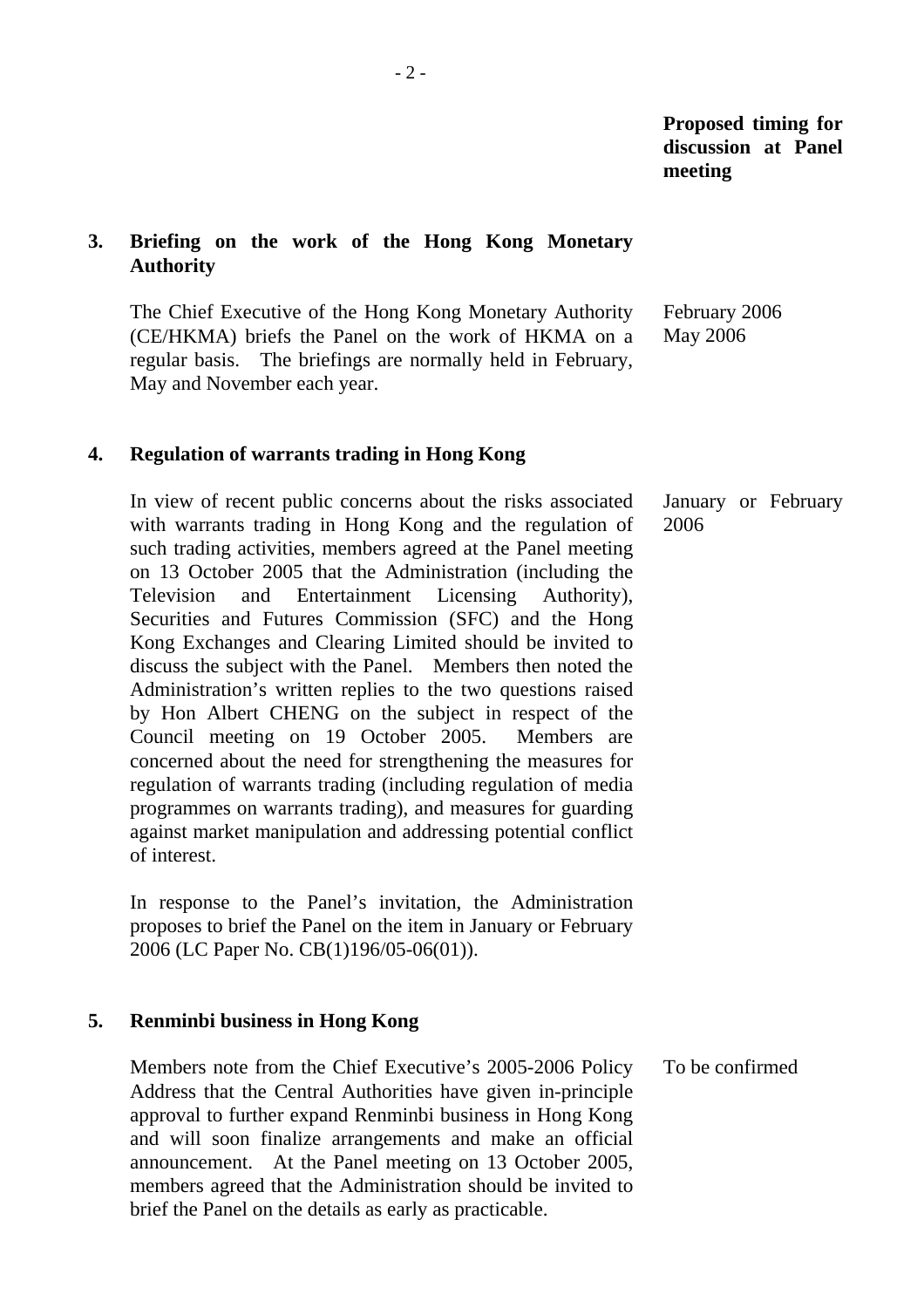**Proposed timing for discussion at Panel meeting**

**3. Briefing on the work of the Hong Kong Monetary Authority**

The Chief Executive of the Hong Kong Monetary Authority (CE/HKMA) briefs the Panel on the work of HKMA on a regular basis. The briefings are normally held in February, May and November each year.

*Proposed timing:* February 2006
May 2006

**4. Regulation of warrants trading in Hong Kong**

In view of recent public concerns about the risks associated with warrants trading in Hong Kong and the regulation of such trading activities, members agreed at the Panel meeting on 13 October 2005 that the Administration (including the Television and Entertainment Licensing Authority), Securities and Futures Commission (SFC) and the Hong Kong Exchanges and Clearing Limited should be invited to discuss the subject with the Panel. Members then noted the Administration's written replies to the two questions raised by Hon Albert CHENG on the subject in respect of the Council meeting on 19 October 2005. Members are concerned about the need for strengthening the measures for regulation of warrants trading (including regulation of media programmes on warrants trading), and measures for guarding against market manipulation and addressing potential conflict of interest.

In response to the Panel's invitation, the Administration proposes to brief the Panel on the item in January or February 2006 (LC Paper No. CB(1)196/05-06(01)).

*Proposed timing:* January or February 2006

**5. Renminbi business in Hong Kong**

Members note from the Chief Executive's 2005-2006 Policy Address that the Central Authorities have given in-principle approval to further expand Renminbi business in Hong Kong and will soon finalize arrangements and make an official announcement. At the Panel meeting on 13 October 2005, members agreed that the Administration should be invited to brief the Panel on the details as early as practicable.

*Proposed timing:* To be confirmed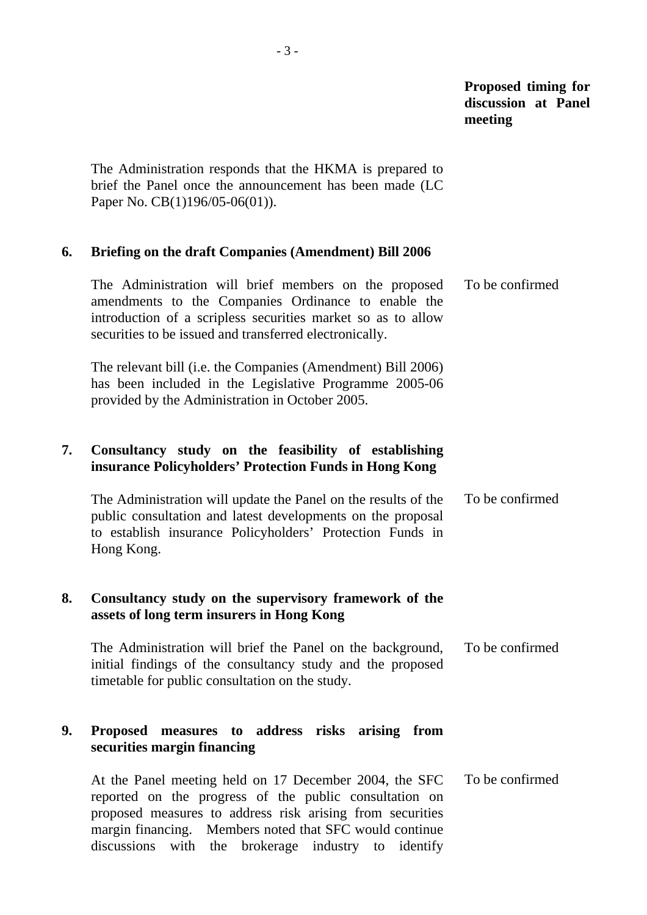**Proposed timing for discussion at Panel meeting**

The Administration responds that the HKMA is prepared to brief the Panel once the announcement has been made (LC Paper No. CB(1)196/05-06(01)).

**6. Briefing on the draft Companies (Amendment) Bill 2006**

The Administration will brief members on the proposed amendments to the Companies Ordinance to enable the introduction of a scripless securities market so as to allow securities to be issued and transferred electronically. — To be confirmed

The relevant bill (i.e. the Companies (Amendment) Bill 2006) has been included in the Legislative Programme 2005-06 provided by the Administration in October 2005.

**7. Consultancy study on the feasibility of establishing insurance Policyholders' Protection Funds in Hong Kong**

The Administration will update the Panel on the results of the public consultation and latest developments on the proposal to establish insurance Policyholders' Protection Funds in Hong Kong. — To be confirmed

**8. Consultancy study on the supervisory framework of the assets of long term insurers in Hong Kong**

The Administration will brief the Panel on the background, initial findings of the consultancy study and the proposed timetable for public consultation on the study. — To be confirmed

**9. Proposed measures to address risks arising from securities margin financing**

At the Panel meeting held on 17 December 2004, the SFC reported on the progress of the public consultation on proposed measures to address risk arising from securities margin financing. Members noted that SFC would continue discussions with the brokerage industry to identify — To be confirmed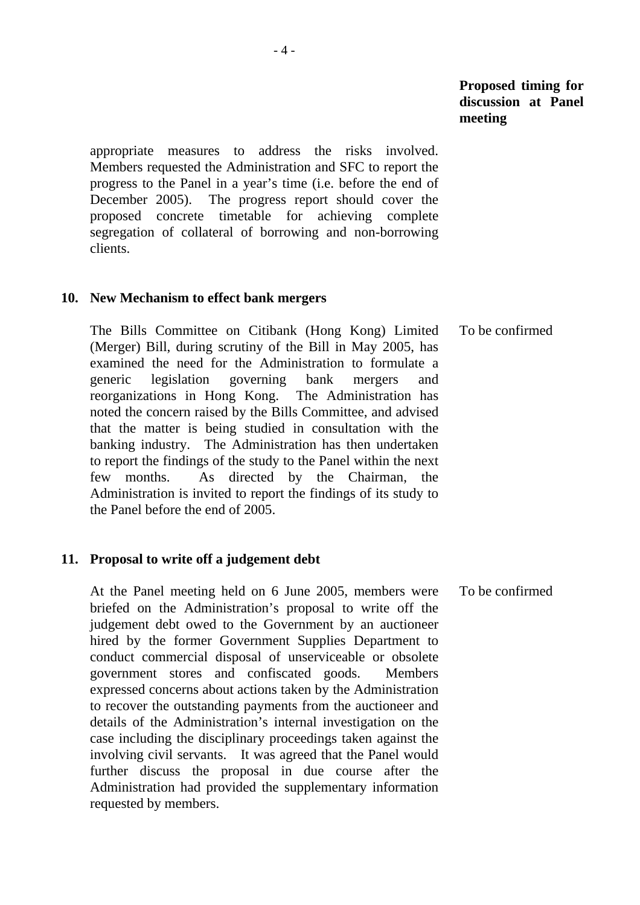**Proposed timing for discussion at Panel meeting**

appropriate measures to address the risks involved. Members requested the Administration and SFC to report the progress to the Panel in a year's time (i.e. before the end of December 2005). The progress report should cover the proposed concrete timetable for achieving complete segregation of collateral of borrowing and non-borrowing clients.

**10. New Mechanism to effect bank mergers**

The Bills Committee on Citibank (Hong Kong) Limited (Merger) Bill, during scrutiny of the Bill in May 2005, has examined the need for the Administration to formulate a generic legislation governing bank mergers and reorganizations in Hong Kong. The Administration has noted the concern raised by the Bills Committee, and advised that the matter is being studied in consultation with the banking industry. The Administration has then undertaken to report the findings of the study to the Panel within the next few months. As directed by the Chairman, the Administration is invited to report the findings of its study to the Panel before the end of 2005.

To be confirmed

**11. Proposal to write off a judgement debt**

At the Panel meeting held on 6 June 2005, members were briefed on the Administration's proposal to write off the judgement debt owed to the Government by an auctioneer hired by the former Government Supplies Department to conduct commercial disposal of unserviceable or obsolete government stores and confiscated goods. Members expressed concerns about actions taken by the Administration to recover the outstanding payments from the auctioneer and details of the Administration's internal investigation on the case including the disciplinary proceedings taken against the involving civil servants. It was agreed that the Panel would further discuss the proposal in due course after the Administration had provided the supplementary information requested by members.

To be confirmed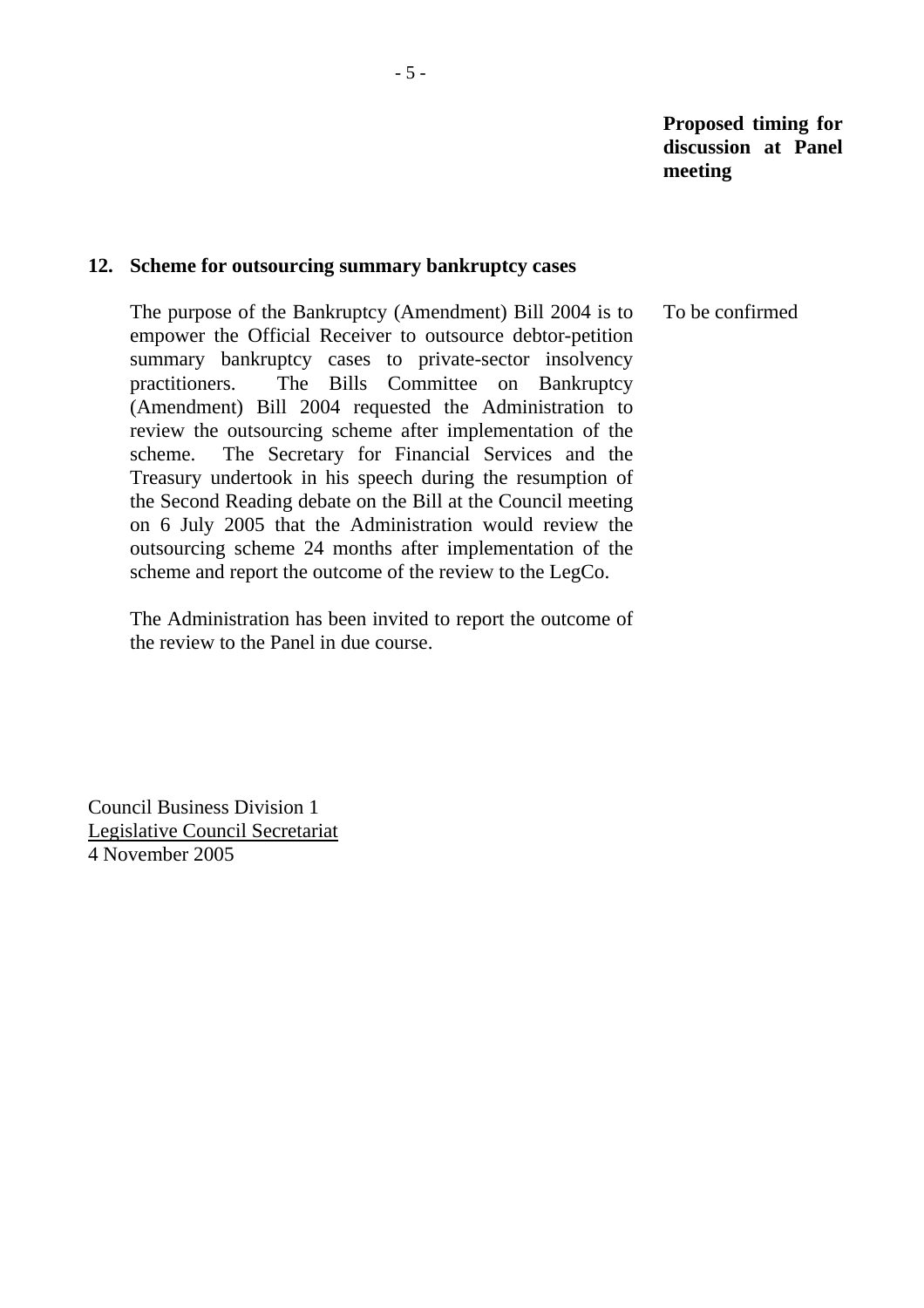| | **Proposed timing for discussion at Panel meeting** |
|---|---|
| **12. Scheme for outsourcing summary bankruptcy cases** | |
| The purpose of the Bankruptcy (Amendment) Bill 2004 is to empower the Official Receiver to outsource debtor-petition summary bankruptcy cases to private-sector insolvency practitioners. The Bills Committee on Bankruptcy (Amendment) Bill 2004 requested the Administration to review the outsourcing scheme after implementation of the scheme. The Secretary for Financial Services and the Treasury undertook in his speech during the resumption of the Second Reading debate on the Bill at the Council meeting on 6 July 2005 that the Administration would review the outsourcing scheme 24 months after implementation of the scheme and report the outcome of the review to the LegCo.<br><br>The Administration has been invited to report the outcome of the review to the Panel in due course. | To be confirmed |

Council Business Division 1
Legislative Council Secretariat
4 November 2005